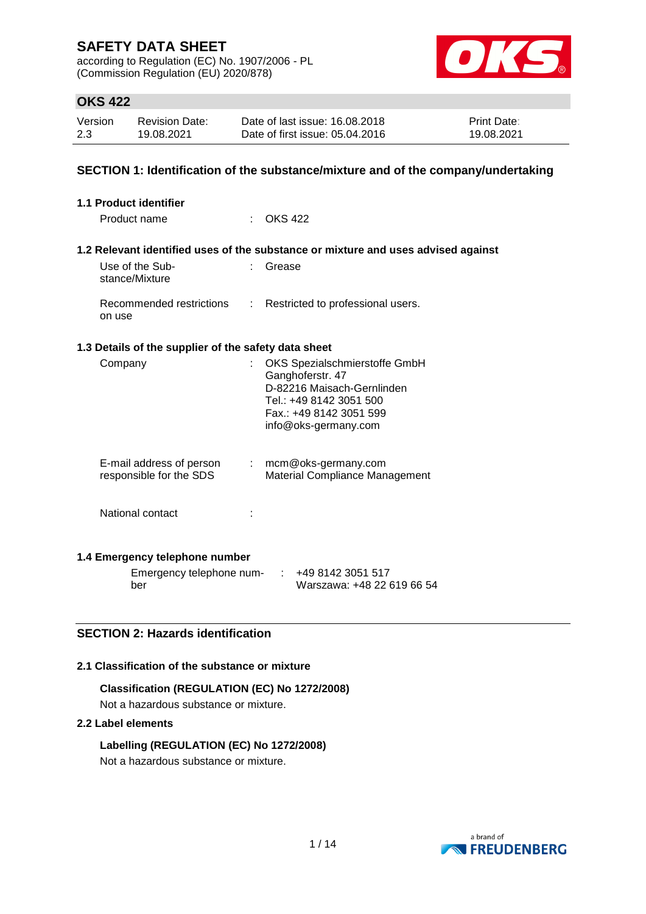# SAFETY DATA SHEET

according to Regulation (EC) No. 1907/2006 - PL
(Commission Regulation (EU) 2020/878)

## OKS 422

| Version | Revision Date: | Date of last issue: 16.08.2018 | Print Date: |
|---|---|---|---|
| 2.3 | 19.08.2021 | Date of first issue: 05.04.2016 | 19.08.2021 |

## SECTION 1: Identification of the substance/mixture and of the company/undertaking

### 1.1 Product identifier

Product name : OKS 422

### 1.2 Relevant identified uses of the substance or mixture and uses advised against

Use of the Substance/Mixture : Grease

Recommended restrictions on use : Restricted to professional users.

### 1.3 Details of the supplier of the safety data sheet

Company : OKS Spezialschmierstoffe GmbH
Ganghoferstr. 47
D-82216 Maisach-Gernlinden
Tel.: +49 8142 3051 500
Fax.: +49 8142 3051 599
info@oks-germany.com

E-mail address of person responsible for the SDS : mcm@oks-germany.com
Material Compliance Management

National contact :

### 1.4 Emergency telephone number

Emergency telephone number : +49 8142 3051 517
Warszawa: +48 22 619 66 54

## SECTION 2: Hazards identification

### 2.1 Classification of the substance or mixture

**Classification (REGULATION (EC) No 1272/2008)**

Not a hazardous substance or mixture.

### 2.2 Label elements

**Labelling (REGULATION (EC) No 1272/2008)**

Not a hazardous substance or mixture.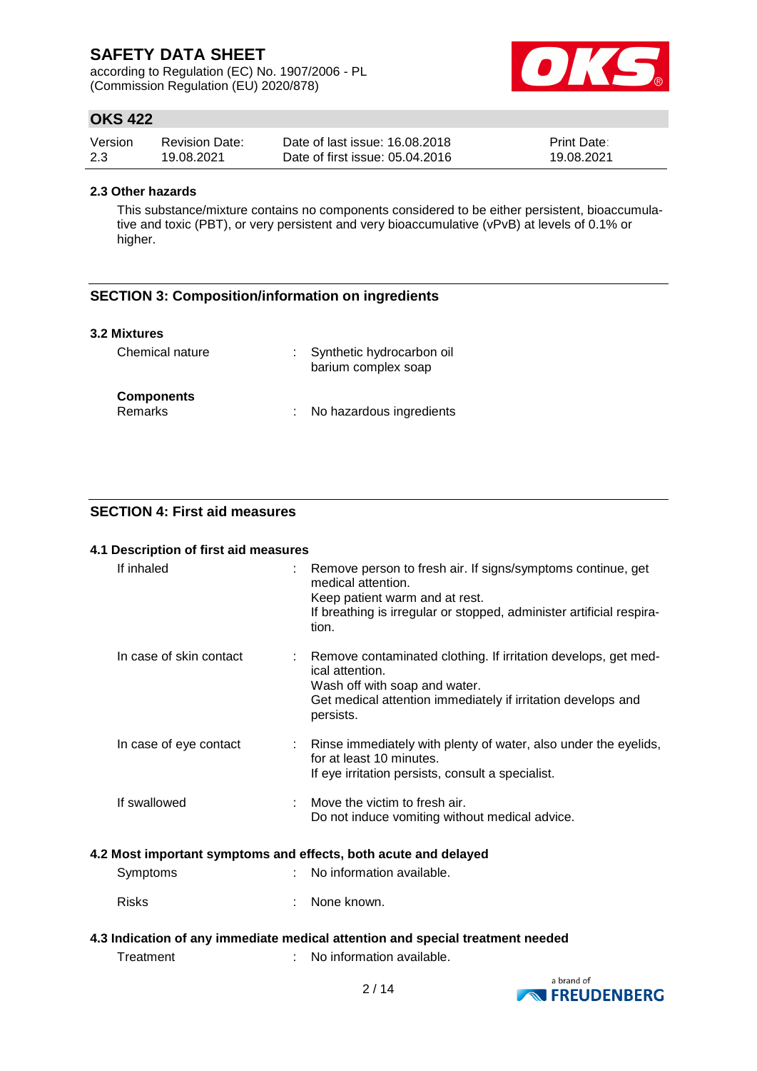### 2.3 Other hazards

This substance/mixture contains no components considered to be either persistent, bioaccumulative and toxic (PBT), or very persistent and very bioaccumulative (vPvB) at levels of 0.1% or higher.

## SECTION 3: Composition/information on ingredients

### 3.2 Mixtures

| | | |
|---|---|---|
| Chemical nature | : | Synthetic hydrocarbon oil<br>barium complex soap |

**Components**

| | | |
|---|---|---|
| Remarks | : | No hazardous ingredients |

## SECTION 4: First aid measures

### 4.1 Description of first aid measures

| | | |
|---|---|---|
| If inhaled | : | Remove person to fresh air. If signs/symptoms continue, get medical attention.<br>Keep patient warm and at rest.<br>If breathing is irregular or stopped, administer artificial respiration. |
| In case of skin contact | : | Remove contaminated clothing. If irritation develops, get medical attention.<br>Wash off with soap and water.<br>Get medical attention immediately if irritation develops and persists. |
| In case of eye contact | : | Rinse immediately with plenty of water, also under the eyelids, for at least 10 minutes.<br>If eye irritation persists, consult a specialist. |
| If swallowed | : | Move the victim to fresh air.<br>Do not induce vomiting without medical advice. |

### 4.2 Most important symptoms and effects, both acute and delayed

| | | |
|---|---|---|
| Symptoms | : | No information available. |
| Risks | : | None known. |

### 4.3 Indication of any immediate medical attention and special treatment needed

| | | |
|---|---|---|
| Treatment | : | No information available. |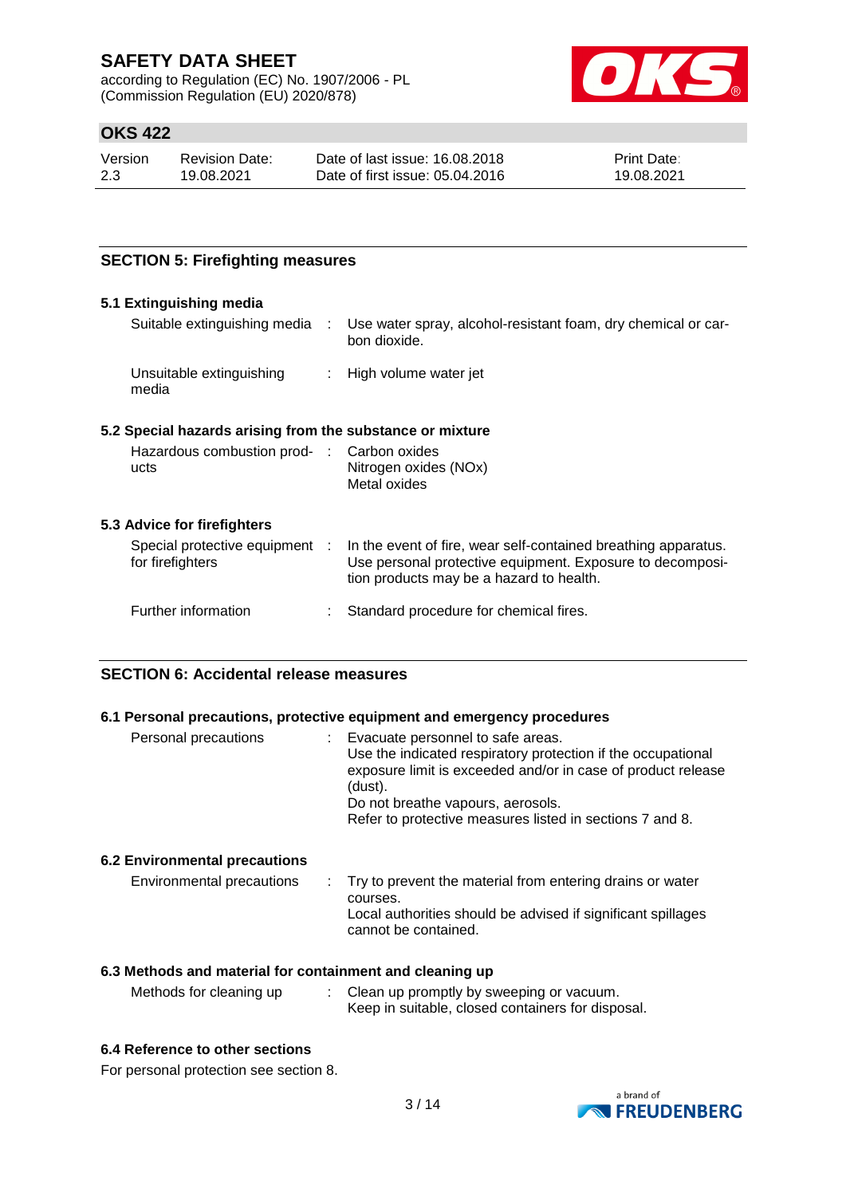## SECTION 5: Firefighting measures

### 5.1 Extinguishing media

| | | |
|---|---|---|
| Suitable extinguishing media | : | Use water spray, alcohol-resistant foam, dry chemical or carbon dioxide. |
| Unsuitable extinguishing media | : | High volume water jet |

### 5.2 Special hazards arising from the substance or mixture

| | | |
|---|---|---|
| Hazardous combustion products | : | Carbon oxides<br>Nitrogen oxides (NOx)<br>Metal oxides |

### 5.3 Advice for firefighters

| | | |
|---|---|---|
| Special protective equipment for firefighters | : | In the event of fire, wear self-contained breathing apparatus. Use personal protective equipment. Exposure to decomposition products may be a hazard to health. |
| Further information | : | Standard procedure for chemical fires. |

## SECTION 6: Accidental release measures

### 6.1 Personal precautions, protective equipment and emergency procedures

| | | |
|---|---|---|
| Personal precautions | : | Evacuate personnel to safe areas.<br>Use the indicated respiratory protection if the occupational exposure limit is exceeded and/or in case of product release (dust).<br>Do not breathe vapours, aerosols.<br>Refer to protective measures listed in sections 7 and 8. |

### 6.2 Environmental precautions

| | | |
|---|---|---|
| Environmental precautions | : | Try to prevent the material from entering drains or water courses.<br>Local authorities should be advised if significant spillages cannot be contained. |

### 6.3 Methods and material for containment and cleaning up

| | | |
|---|---|---|
| Methods for cleaning up | : | Clean up promptly by sweeping or vacuum.<br>Keep in suitable, closed containers for disposal. |

### 6.4 Reference to other sections

For personal protection see section 8.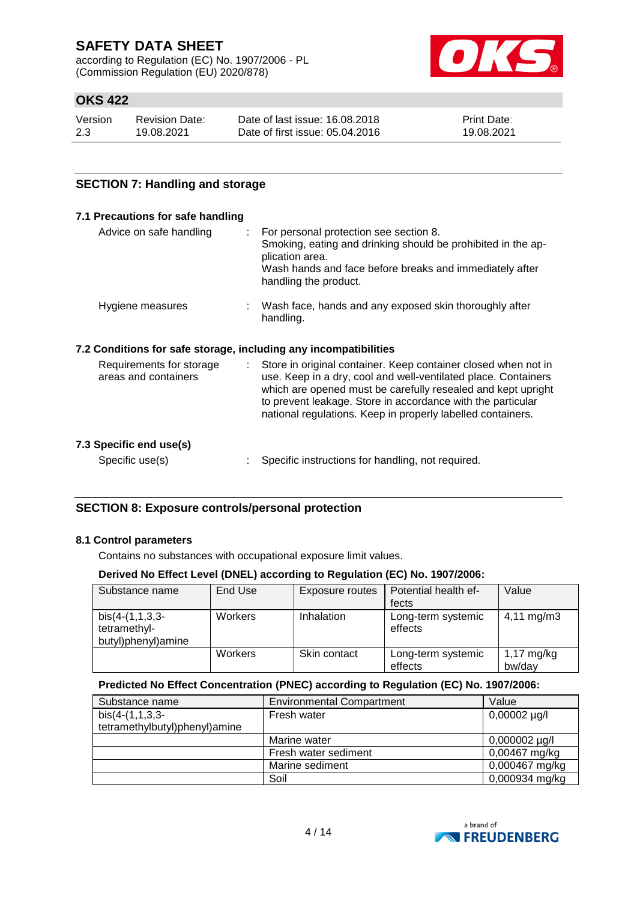## SECTION 7: Handling and storage

### 7.1 Precautions for safe handling

Advice on safe handling : For personal protection see section 8. Smoking, eating and drinking should be prohibited in the application area. Wash hands and face before breaks and immediately after handling the product.

Hygiene measures : Wash face, hands and any exposed skin thoroughly after handling.

### 7.2 Conditions for safe storage, including any incompatibilities

Requirements for storage areas and containers : Store in original container. Keep container closed when not in use. Keep in a dry, cool and well-ventilated place. Containers which are opened must be carefully resealed and kept upright to prevent leakage. Store in accordance with the particular national regulations. Keep in properly labelled containers.

### 7.3 Specific end use(s)

Specific use(s) : Specific instructions for handling, not required.

## SECTION 8: Exposure controls/personal protection

### 8.1 Control parameters

Contains no substances with occupational exposure limit values.

**Derived No Effect Level (DNEL) according to Regulation (EC) No. 1907/2006:**

| Substance name | End Use | Exposure routes | Potential health effects | Value |
|---|---|---|---|---|
| bis(4-(1,1,3,3-tetramethyl-butyl)phenyl)amine | Workers | Inhalation | Long-term systemic effects | 4,11 mg/m3 |
| | Workers | Skin contact | Long-term systemic effects | 1,17 mg/kg bw/day |

**Predicted No Effect Concentration (PNEC) according to Regulation (EC) No. 1907/2006:**

| Substance name | Environmental Compartment | Value |
|---|---|---|
| bis(4-(1,1,3,3-tetramethylbutyl)phenyl)amine | Fresh water | 0,00002 µg/l |
| | Marine water | 0,000002 µg/l |
| | Fresh water sediment | 0,00467 mg/kg |
| | Marine sediment | 0,000467 mg/kg |
| | Soil | 0,000934 mg/kg |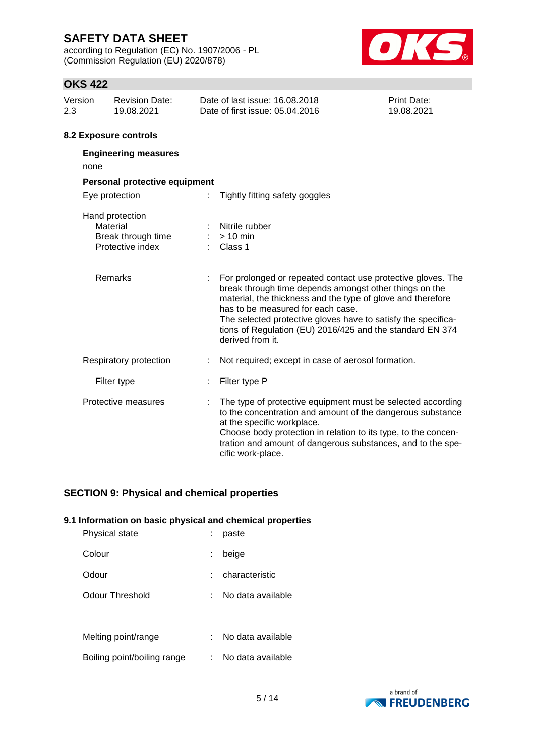### 8.2 Exposure controls

**Engineering measures**

none

**Personal protective equipment**

| | | |
|---|---|---|
| Eye protection | : | Tightly fitting safety goggles |
| Hand protection | | |
| Material | : | Nitrile rubber |
| Break through time | : | > 10 min |
| Protective index | : | Class 1 |
| Remarks | : | For prolonged or repeated contact use protective gloves. The break through time depends amongst other things on the material, the thickness and the type of glove and therefore has to be measured for each case. The selected protective gloves have to satisfy the specifications of Regulation (EU) 2016/425 and the standard EN 374 derived from it. |
| Respiratory protection | : | Not required; except in case of aerosol formation. |
| Filter type | : | Filter type P |
| Protective measures | : | The type of protective equipment must be selected according to the concentration and amount of the dangerous substance at the specific workplace. Choose body protection in relation to its type, to the concentration and amount of dangerous substances, and to the specific work-place. |

## SECTION 9: Physical and chemical properties

### 9.1 Information on basic physical and chemical properties

| | | |
|---|---|---|
| Physical state | : | paste |
| Colour | : | beige |
| Odour | : | characteristic |
| Odour Threshold | : | No data available |
| Melting point/range | : | No data available |
| Boiling point/boiling range | : | No data available |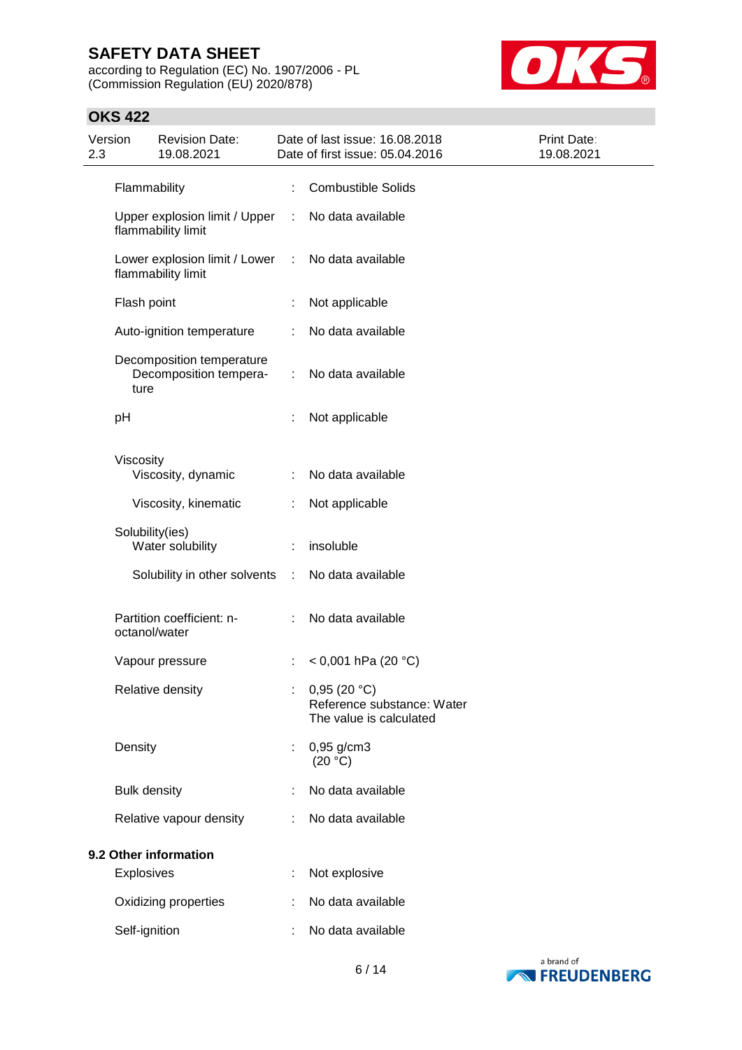| | | |
|---|---|---|
| Flammability | : | Combustible Solids |
| Upper explosion limit / Upper flammability limit | : | No data available |
| Lower explosion limit / Lower flammability limit | : | No data available |
| Flash point | : | Not applicable |
| Auto-ignition temperature | : | No data available |
| Decomposition temperature<br>Decomposition temperature | : | No data available |
| pH | : | Not applicable |
| Viscosity<br>Viscosity, dynamic | : | No data available |
| Viscosity, kinematic | : | Not applicable |
| Solubility(ies)<br>Water solubility | : | insoluble |
| Solubility in other solvents | : | No data available |
| Partition coefficient: n-octanol/water | : | No data available |
| Vapour pressure | : | < 0,001 hPa (20 °C) |
| Relative density | : | 0,95 (20 °C)<br>Reference substance: Water<br>The value is calculated |
| Density | : | 0,95 g/cm3<br>(20 °C) |
| Bulk density | : | No data available |
| Relative vapour density | : | No data available |

**9.2 Other information**

| | | |
|---|---|---|
| Explosives | : | Not explosive |
| Oxidizing properties | : | No data available |
| Self-ignition | : | No data available |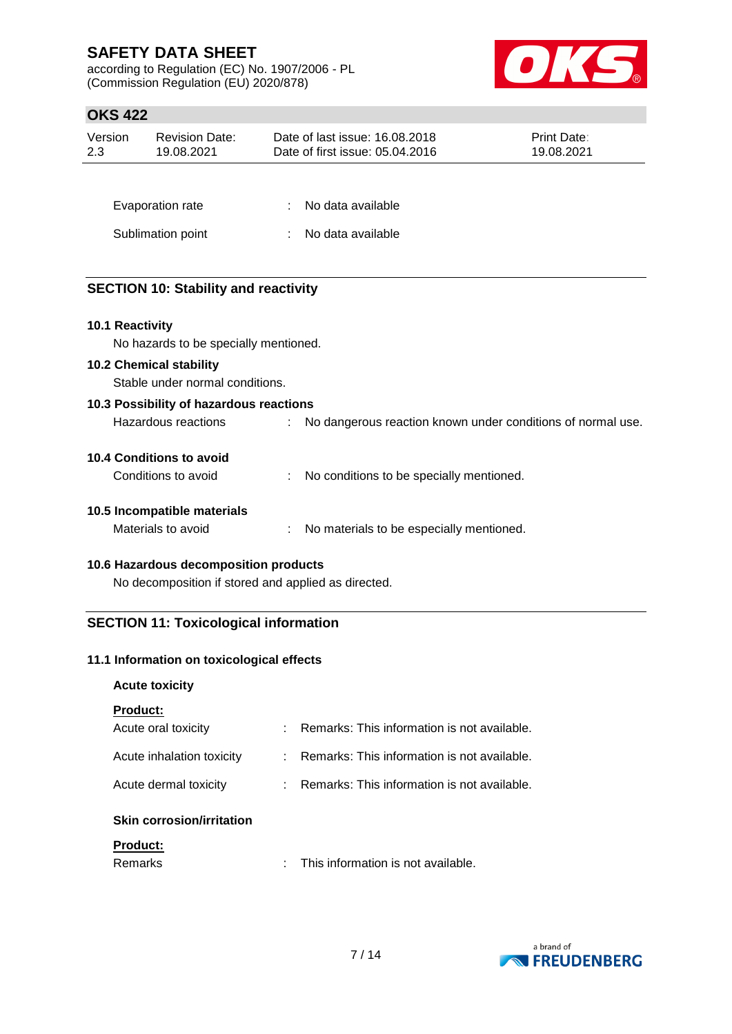| | | |
|---|---|---|
| Evaporation rate | : | No data available |
| Sublimation point | : | No data available |

## SECTION 10: Stability and reactivity

### 10.1 Reactivity

No hazards to be specially mentioned.

### 10.2 Chemical stability

Stable under normal conditions.

### 10.3 Possibility of hazardous reactions

| | | |
|---|---|---|
| Hazardous reactions | : | No dangerous reaction known under conditions of normal use. |

### 10.4 Conditions to avoid

| | | |
|---|---|---|
| Conditions to avoid | : | No conditions to be specially mentioned. |

### 10.5 Incompatible materials

| | | |
|---|---|---|
| Materials to avoid | : | No materials to be especially mentioned. |

### 10.6 Hazardous decomposition products

No decomposition if stored and applied as directed.

## SECTION 11: Toxicological information

### 11.1 Information on toxicological effects

**Acute toxicity**

**Product:**

| | | |
|---|---|---|
| Acute oral toxicity | : | Remarks: This information is not available. |
| Acute inhalation toxicity | : | Remarks: This information is not available. |
| Acute dermal toxicity | : | Remarks: This information is not available. |

**Skin corrosion/irritation**

**Product:**

| | | |
|---|---|---|
| Remarks | : | This information is not available. |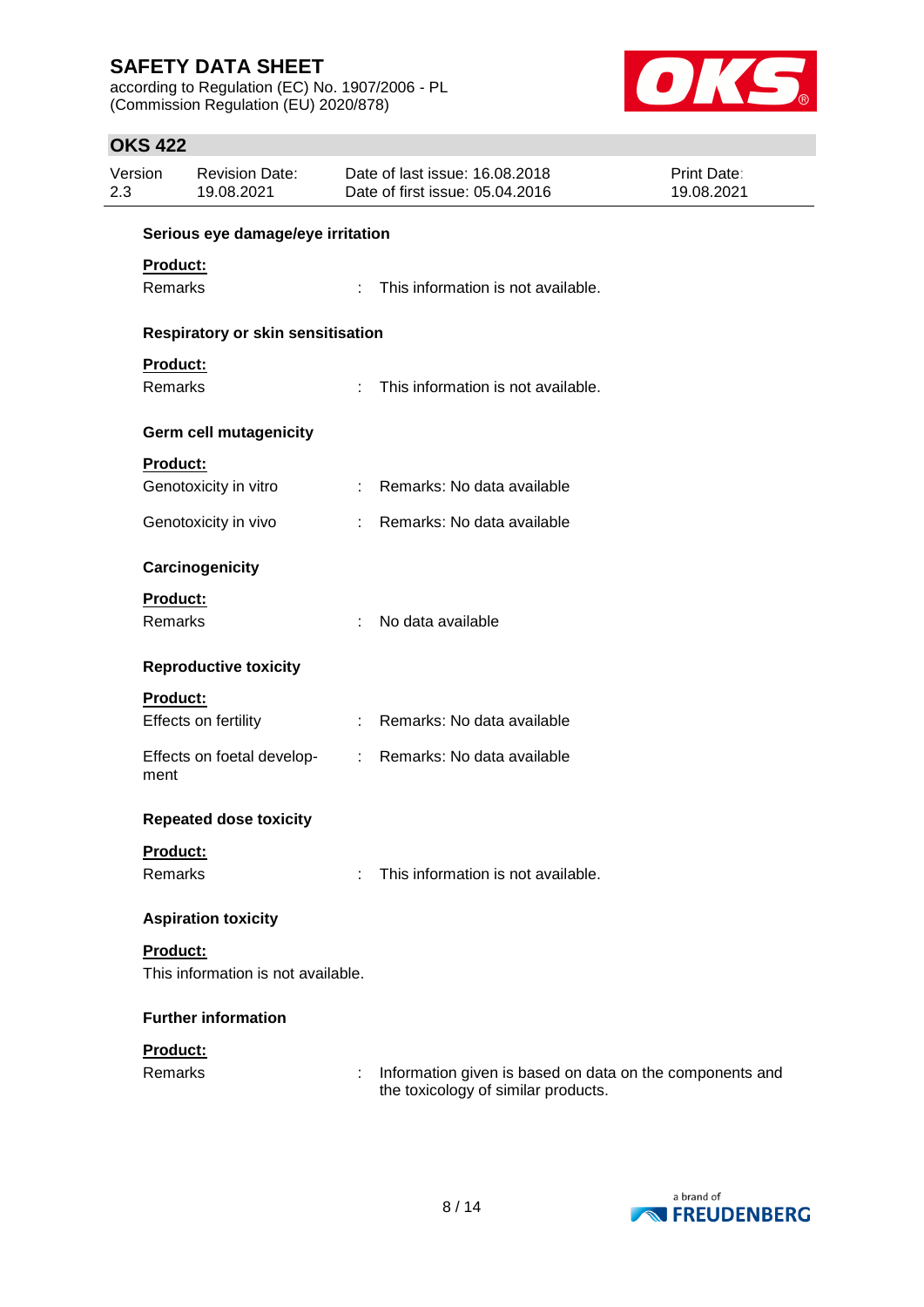**Serious eye damage/eye irritation**

**Product:**

Remarks : This information is not available.

**Respiratory or skin sensitisation**

**Product:**

Remarks : This information is not available.

**Germ cell mutagenicity**

**Product:**

Genotoxicity in vitro : Remarks: No data available

Genotoxicity in vivo : Remarks: No data available

**Carcinogenicity**

**Product:**

Remarks : No data available

**Reproductive toxicity**

**Product:**

Effects on fertility : Remarks: No data available

Effects on foetal development : Remarks: No data available

**Repeated dose toxicity**

**Product:**

Remarks : This information is not available.

**Aspiration toxicity**

**Product:**

This information is not available.

**Further information**

**Product:**

Remarks : Information given is based on data on the components and the toxicology of similar products.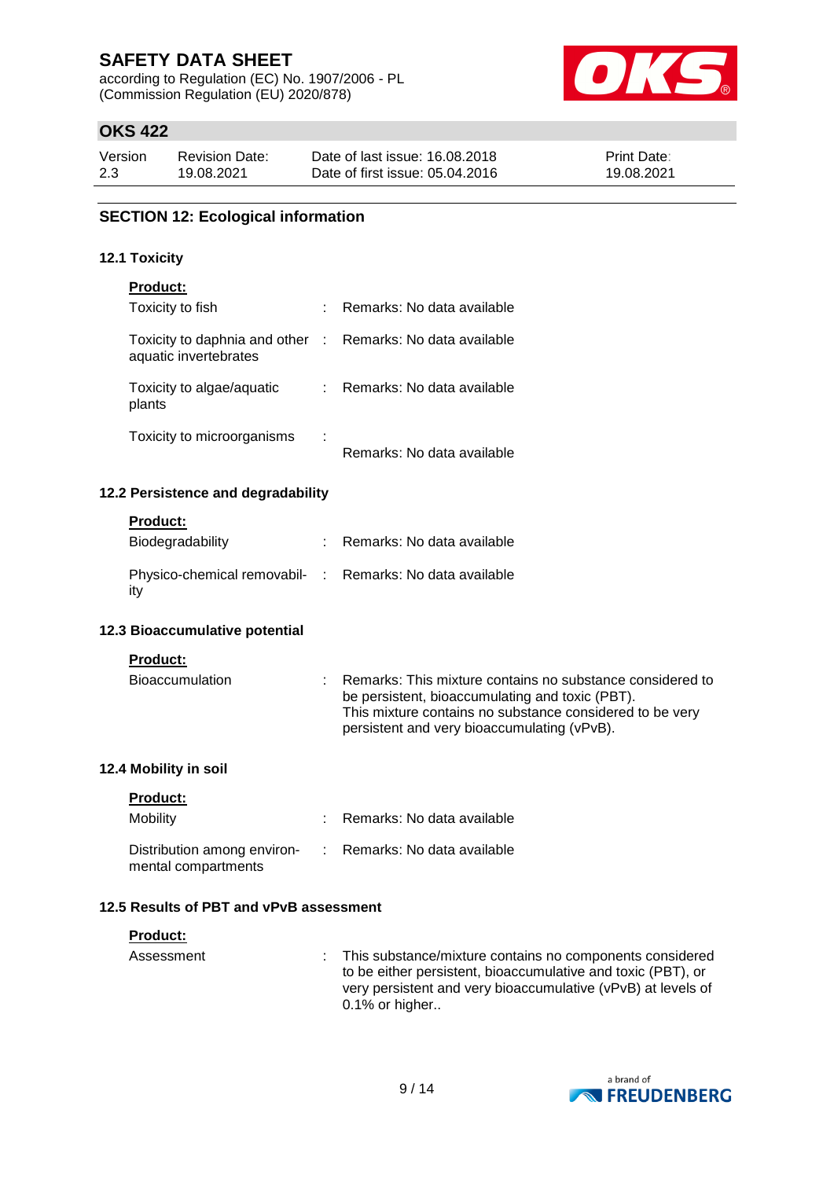## SECTION 12: Ecological information

### 12.1 Toxicity

**Product:**

| | |
|---|---|
| Toxicity to fish | : Remarks: No data available |
| Toxicity to daphnia and other aquatic invertebrates | : Remarks: No data available |
| Toxicity to algae/aquatic plants | : Remarks: No data available |
| Toxicity to microorganisms | : Remarks: No data available |

### 12.2 Persistence and degradability

**Product:**

| | |
|---|---|
| Biodegradability | : Remarks: No data available |
| Physico-chemical removability | : Remarks: No data available |

### 12.3 Bioaccumulative potential

**Product:**

| | |
|---|---|
| Bioaccumulation | : Remarks: This mixture contains no substance considered to be persistent, bioaccumulating and toxic (PBT). This mixture contains no substance considered to be very persistent and very bioaccumulating (vPvB). |

### 12.4 Mobility in soil

**Product:**

| | |
|---|---|
| Mobility | : Remarks: No data available |
| Distribution among environmental compartments | : Remarks: No data available |

### 12.5 Results of PBT and vPvB assessment

**Product:**

| | |
|---|---|
| Assessment | : This substance/mixture contains no components considered to be either persistent, bioaccumulative and toxic (PBT), or very persistent and very bioaccumulative (vPvB) at levels of 0.1% or higher.. |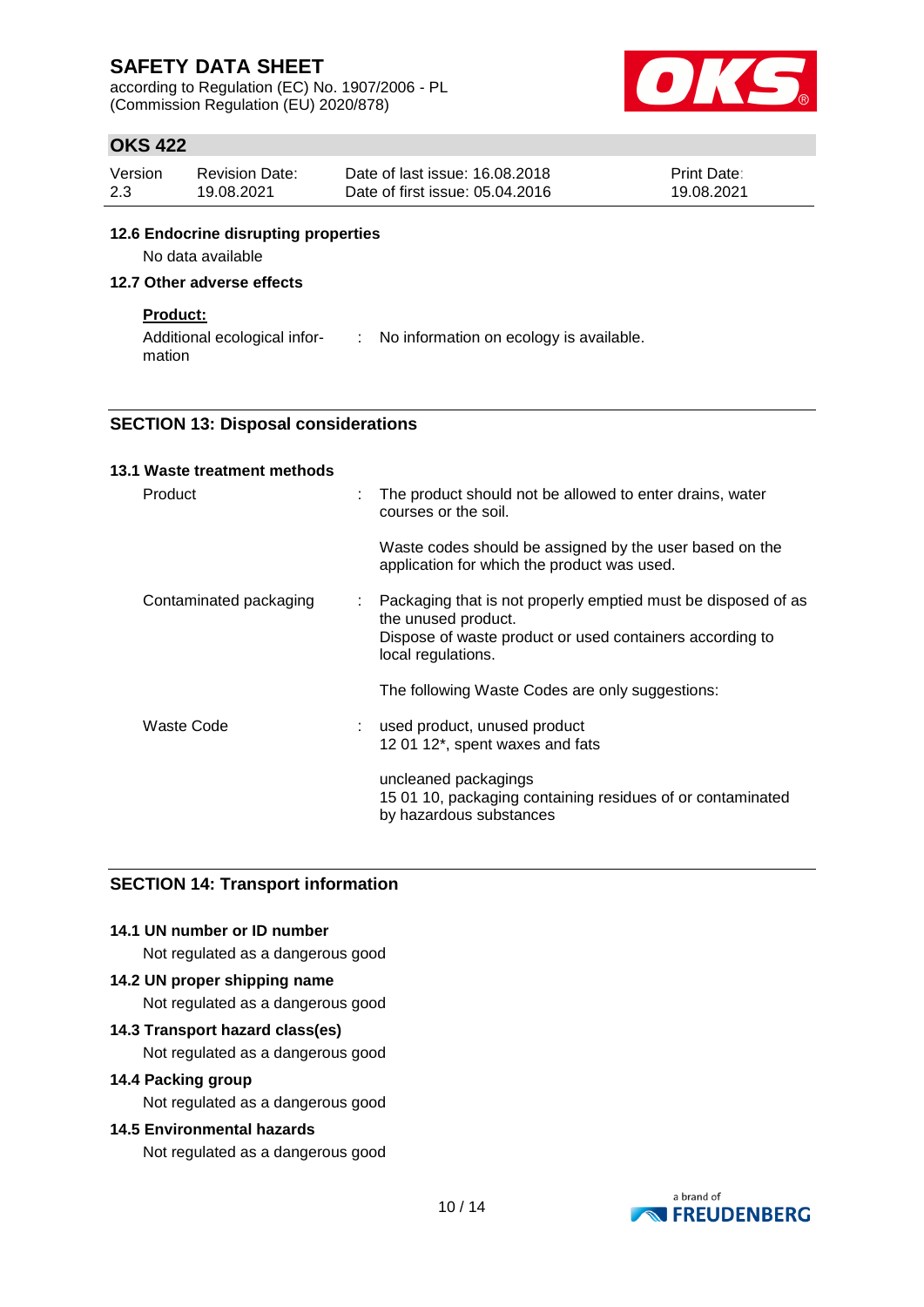### 12.6 Endocrine disrupting properties

No data available

### 12.7 Other adverse effects

**Product:**

| | | |
|---|---|---|
| Additional ecological information | : | No information on ecology is available. |

## SECTION 13: Disposal considerations

### 13.1 Waste treatment methods

| | | |
|---|---|---|
| Product | : | The product should not be allowed to enter drains, water courses or the soil.<br><br>Waste codes should be assigned by the user based on the application for which the product was used. |
| Contaminated packaging | : | Packaging that is not properly emptied must be disposed of as the unused product.<br>Dispose of waste product or used containers according to local regulations.<br><br>The following Waste Codes are only suggestions: |
| Waste Code | : | used product, unused product<br>12 01 12*, spent waxes and fats<br><br>uncleaned packagings<br>15 01 10, packaging containing residues of or contaminated by hazardous substances |

## SECTION 14: Transport information

### 14.1 UN number or ID number

Not regulated as a dangerous good

### 14.2 UN proper shipping name

Not regulated as a dangerous good

### 14.3 Transport hazard class(es)

Not regulated as a dangerous good

### 14.4 Packing group

Not regulated as a dangerous good

### 14.5 Environmental hazards

Not regulated as a dangerous good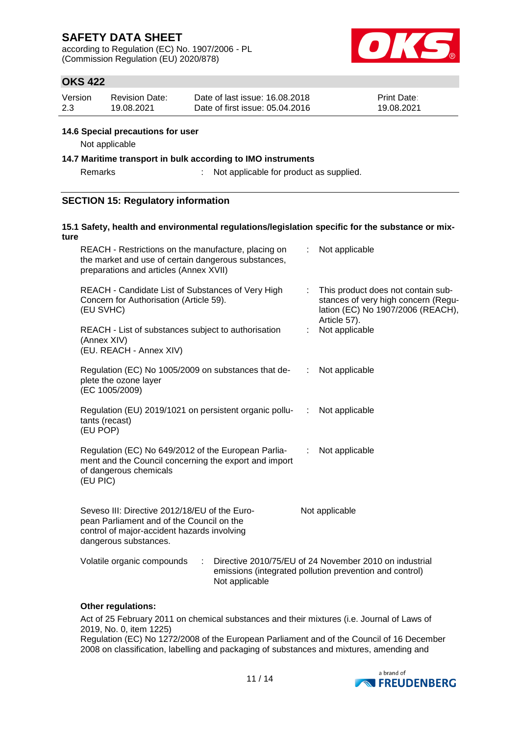#### 14.6 Special precautions for user

Not applicable

#### 14.7 Maritime transport in bulk according to IMO instruments

Remarks : Not applicable for product as supplied.

## SECTION 15: Regulatory information

#### 15.1 Safety, health and environmental regulations/legislation specific for the substance or mixture

| | |
|---|---|
| REACH - Restrictions on the manufacture, placing on the market and use of certain dangerous substances, preparations and articles (Annex XVII) | : Not applicable |
| REACH - Candidate List of Substances of Very High Concern for Authorisation (Article 59). (EU SVHC) | : This product does not contain substances of very high concern (Regulation (EC) No 1907/2006 (REACH), Article 57). |
| REACH - List of substances subject to authorisation (Annex XIV) (EU. REACH - Annex XIV) | : Not applicable |
| Regulation (EC) No 1005/2009 on substances that deplete the ozone layer (EC 1005/2009) | : Not applicable |
| Regulation (EU) 2019/1021 on persistent organic pollutants (recast) (EU POP) | : Not applicable |
| Regulation (EC) No 649/2012 of the European Parliament and the Council concerning the export and import of dangerous chemicals (EU PIC) | : Not applicable |
| Seveso III: Directive 2012/18/EU of the European Parliament and of the Council on the control of major-accident hazards involving dangerous substances. | Not applicable |

Volatile organic compounds : Directive 2010/75/EU of 24 November 2010 on industrial emissions (integrated pollution prevention and control)
Not applicable

**Other regulations:**

Act of 25 February 2011 on chemical substances and their mixtures (i.e. Journal of Laws of 2019, No. 0, item 1225)
Regulation (EC) No 1272/2008 of the European Parliament and of the Council of 16 December 2008 on classification, labelling and packaging of substances and mixtures, amending and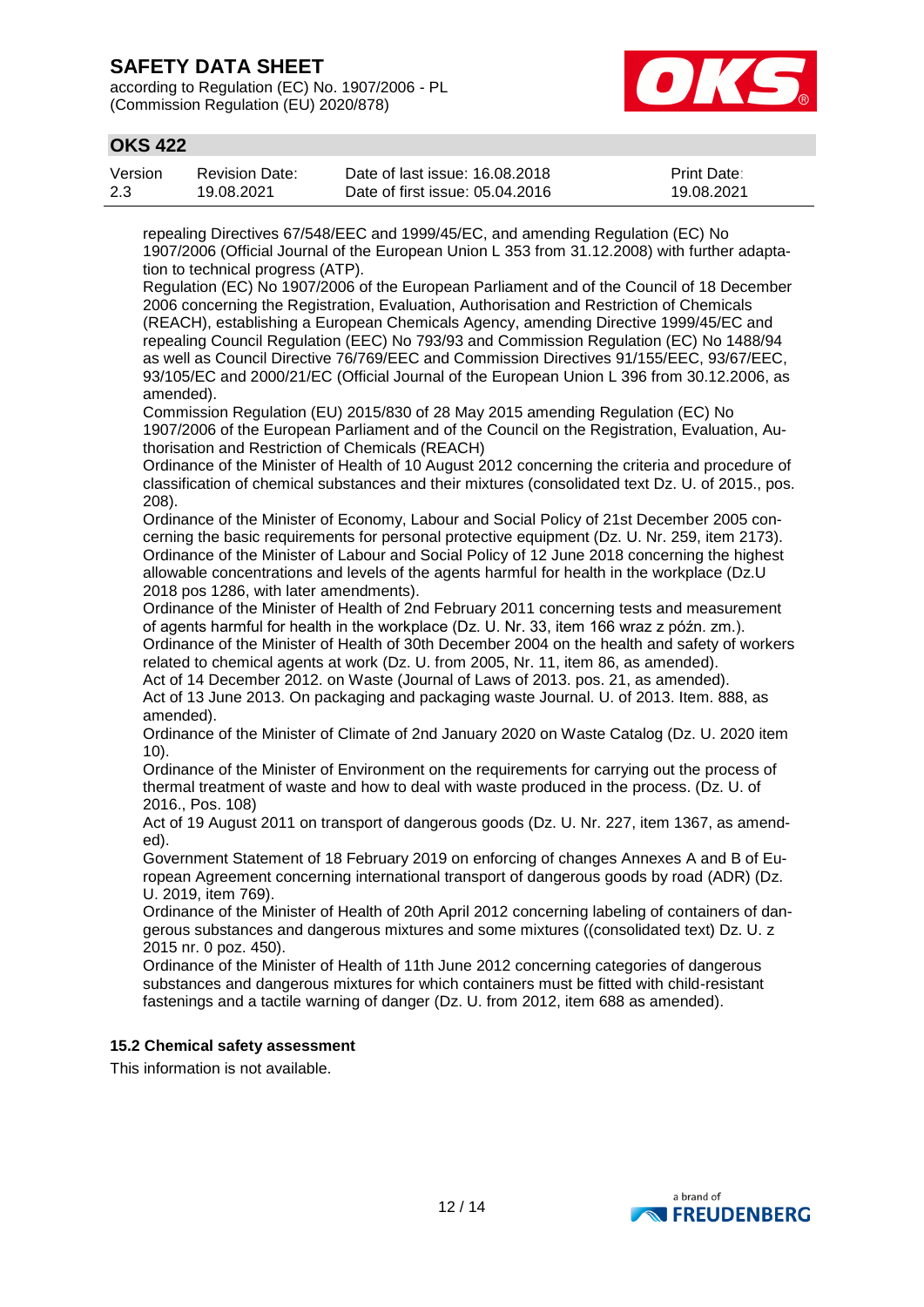repealing Directives 67/548/EEC and 1999/45/EC, and amending Regulation (EC) No 1907/2006 (Official Journal of the European Union L 353 from 31.12.2008) with further adaptation to technical progress (ATP).

Regulation (EC) No 1907/2006 of the European Parliament and of the Council of 18 December 2006 concerning the Registration, Evaluation, Authorisation and Restriction of Chemicals (REACH), establishing a European Chemicals Agency, amending Directive 1999/45/EC and repealing Council Regulation (EEC) No 793/93 and Commission Regulation (EC) No 1488/94 as well as Council Directive 76/769/EEC and Commission Directives 91/155/EEC, 93/67/EEC, 93/105/EC and 2000/21/EC (Official Journal of the European Union L 396 from 30.12.2006, as amended).

Commission Regulation (EU) 2015/830 of 28 May 2015 amending Regulation (EC) No 1907/2006 of the European Parliament and of the Council on the Registration, Evaluation, Authorisation and Restriction of Chemicals (REACH)

Ordinance of the Minister of Health of 10 August 2012 concerning the criteria and procedure of classification of chemical substances and their mixtures (consolidated text Dz. U. of 2015., pos. 208).

Ordinance of the Minister of Economy, Labour and Social Policy of 21st December 2005 concerning the basic requirements for personal protective equipment (Dz. U. Nr. 259, item 2173).

Ordinance of the Minister of Labour and Social Policy of 12 June 2018 concerning the highest allowable concentrations and levels of the agents harmful for health in the workplace (Dz.U 2018 pos 1286, with later amendments).

Ordinance of the Minister of Health of 2nd February 2011 concerning tests and measurement of agents harmful for health in the workplace (Dz. U. Nr. 33, item 166 wraz z późn. zm.).

Ordinance of the Minister of Health of 30th December 2004 on the health and safety of workers related to chemical agents at work (Dz. U. from 2005, Nr. 11, item 86, as amended).

Act of 14 December 2012. on Waste (Journal of Laws of 2013. pos. 21, as amended).

Act of 13 June 2013. On packaging and packaging waste Journal. U. of 2013. Item. 888, as amended).

Ordinance of the Minister of Climate of 2nd January 2020 on Waste Catalog (Dz. U. 2020 item 10).

Ordinance of the Minister of Environment on the requirements for carrying out the process of thermal treatment of waste and how to deal with waste produced in the process. (Dz. U. of 2016., Pos. 108)

Act of 19 August 2011 on transport of dangerous goods (Dz. U. Nr. 227, item 1367, as amended).

Government Statement of 18 February 2019 on enforcing of changes Annexes A and B of European Agreement concerning international transport of dangerous goods by road (ADR) (Dz. U. 2019, item 769).

Ordinance of the Minister of Health of 20th April 2012 concerning labeling of containers of dangerous substances and dangerous mixtures and some mixtures ((consolidated text) Dz. U. z 2015 nr. 0 poz. 450).

Ordinance of the Minister of Health of 11th June 2012 concerning categories of dangerous substances and dangerous mixtures for which containers must be fitted with child-resistant fastenings and a tactile warning of danger (Dz. U. from 2012, item 688 as amended).

### 15.2 Chemical safety assessment

This information is not available.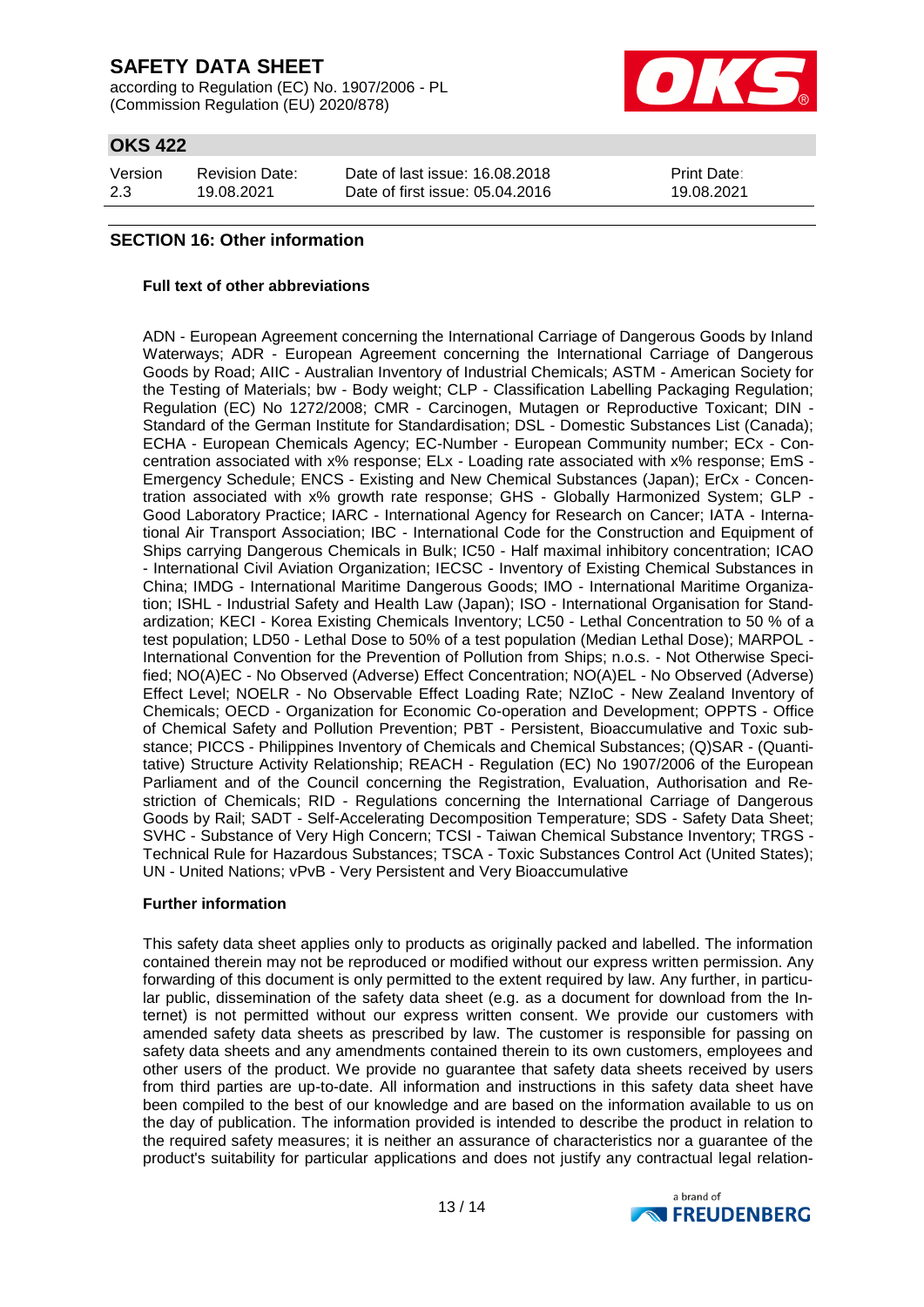## SECTION 16: Other information

**Full text of other abbreviations**

ADN - European Agreement concerning the International Carriage of Dangerous Goods by Inland Waterways; ADR - European Agreement concerning the International Carriage of Dangerous Goods by Road; AIIC - Australian Inventory of Industrial Chemicals; ASTM - American Society for the Testing of Materials; bw - Body weight; CLP - Classification Labelling Packaging Regulation; Regulation (EC) No 1272/2008; CMR - Carcinogen, Mutagen or Reproductive Toxicant; DIN - Standard of the German Institute for Standardisation; DSL - Domestic Substances List (Canada); ECHA - European Chemicals Agency; EC-Number - European Community number; ECx - Concentration associated with x% response; ELx - Loading rate associated with x% response; EmS - Emergency Schedule; ENCS - Existing and New Chemical Substances (Japan); ErCx - Concentration associated with x% growth rate response; GHS - Globally Harmonized System; GLP - Good Laboratory Practice; IARC - International Agency for Research on Cancer; IATA - International Air Transport Association; IBC - International Code for the Construction and Equipment of Ships carrying Dangerous Chemicals in Bulk; IC50 - Half maximal inhibitory concentration; ICAO - International Civil Aviation Organization; IECSC - Inventory of Existing Chemical Substances in China; IMDG - International Maritime Dangerous Goods; IMO - International Maritime Organization; ISHL - Industrial Safety and Health Law (Japan); ISO - International Organisation for Standardization; KECI - Korea Existing Chemicals Inventory; LC50 - Lethal Concentration to 50 % of a test population; LD50 - Lethal Dose to 50% of a test population (Median Lethal Dose); MARPOL - International Convention for the Prevention of Pollution from Ships; n.o.s. - Not Otherwise Specified; NO(A)EC - No Observed (Adverse) Effect Concentration; NO(A)EL - No Observed (Adverse) Effect Level; NOELR - No Observable Effect Loading Rate; NZIoC - New Zealand Inventory of Chemicals; OECD - Organization for Economic Co-operation and Development; OPPTS - Office of Chemical Safety and Pollution Prevention; PBT - Persistent, Bioaccumulative and Toxic substance; PICCS - Philippines Inventory of Chemicals and Chemical Substances; (Q)SAR - (Quantitative) Structure Activity Relationship; REACH - Regulation (EC) No 1907/2006 of the European Parliament and of the Council concerning the Registration, Evaluation, Authorisation and Restriction of Chemicals; RID - Regulations concerning the International Carriage of Dangerous Goods by Rail; SADT - Self-Accelerating Decomposition Temperature; SDS - Safety Data Sheet; SVHC - Substance of Very High Concern; TCSI - Taiwan Chemical Substance Inventory; TRGS - Technical Rule for Hazardous Substances; TSCA - Toxic Substances Control Act (United States); UN - United Nations; vPvB - Very Persistent and Very Bioaccumulative

**Further information**

This safety data sheet applies only to products as originally packed and labelled. The information contained therein may not be reproduced or modified without our express written permission. Any forwarding of this document is only permitted to the extent required by law. Any further, in particular public, dissemination of the safety data sheet (e.g. as a document for download from the Internet) is not permitted without our express written consent. We provide our customers with amended safety data sheets as prescribed by law. The customer is responsible for passing on safety data sheets and any amendments contained therein to its own customers, employees and other users of the product. We provide no guarantee that safety data sheets received by users from third parties are up-to-date. All information and instructions in this safety data sheet have been compiled to the best of our knowledge and are based on the information available to us on the day of publication. The information provided is intended to describe the product in relation to the required safety measures; it is neither an assurance of characteristics nor a guarantee of the product's suitability for particular applications and does not justify any contractual legal relation-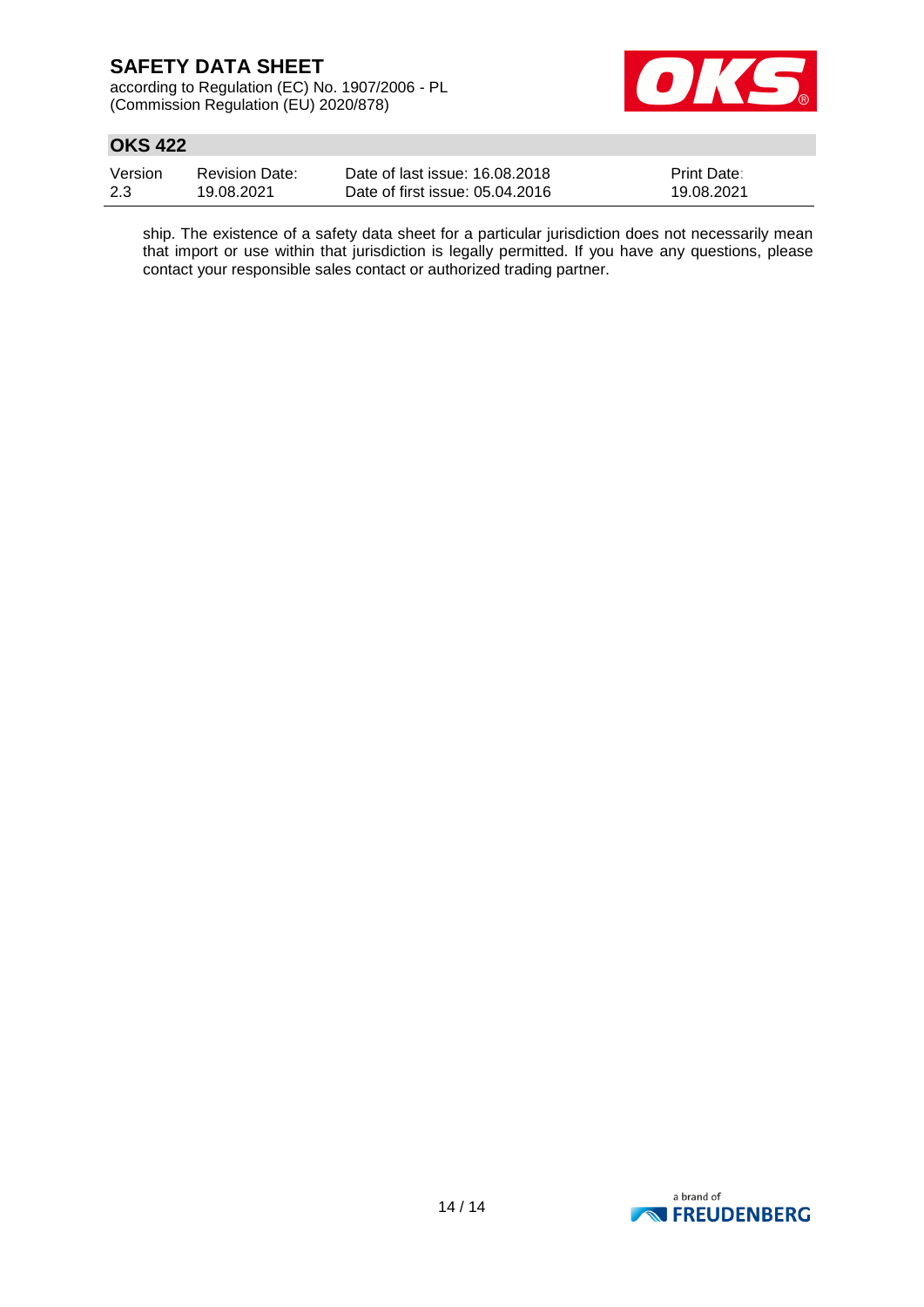ship. The existence of a safety data sheet for a particular jurisdiction does not necessarily mean that import or use within that jurisdiction is legally permitted. If you have any questions, please contact your responsible sales contact or authorized trading partner.